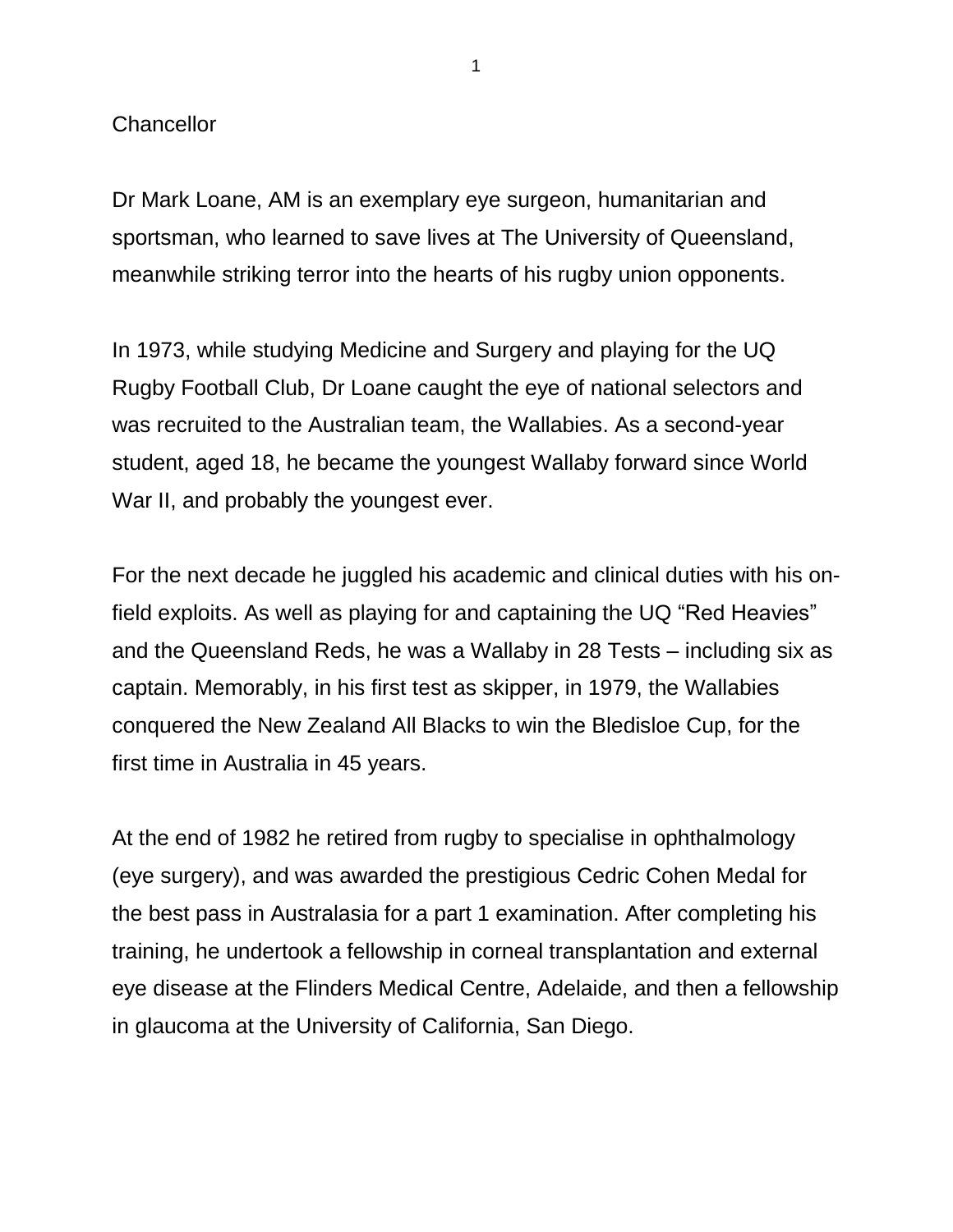Chancellor

Dr Mark Loane, AM is an exemplary eye surgeon, humanitarian and sportsman, who learned to save lives at The University of Queensland, meanwhile striking terror into the hearts of his rugby union opponents.

In 1973, while studying Medicine and Surgery and playing for the UQ Rugby Football Club, Dr Loane caught the eye of national selectors and was recruited to the Australian team, the Wallabies. As a second-year student, aged 18, he became the youngest Wallaby forward since World War II, and probably the youngest ever.

For the next decade he juggled his academic and clinical duties with his on-field exploits. As well as playing for and captaining the UQ "Red Heavies" and the Queensland Reds, he was a Wallaby in 28 Tests – including six as captain. Memorably, in his first test as skipper, in 1979, the Wallabies conquered the New Zealand All Blacks to win the Bledisloe Cup, for the first time in Australia in 45 years.

At the end of 1982 he retired from rugby to specialise in ophthalmology (eye surgery), and was awarded the prestigious Cedric Cohen Medal for the best pass in Australasia for a part 1 examination. After completing his training, he undertook a fellowship in corneal transplantation and external eye disease at the Flinders Medical Centre, Adelaide, and then a fellowship in glaucoma at the University of California, San Diego.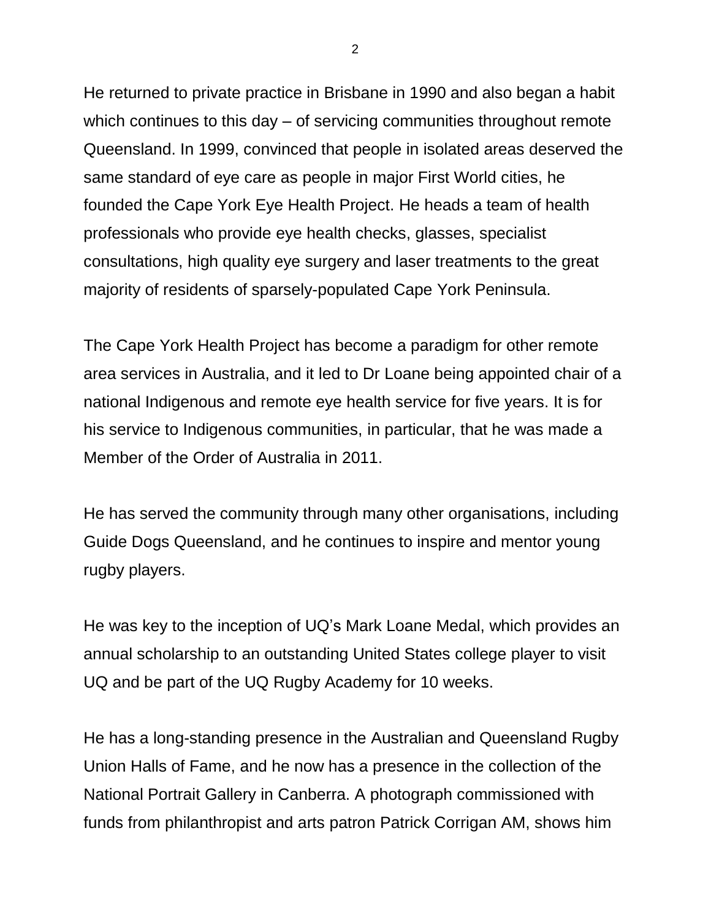He returned to private practice in Brisbane in 1990 and also began a habit which continues to this day – of servicing communities throughout remote Queensland. In 1999, convinced that people in isolated areas deserved the same standard of eye care as people in major First World cities, he founded the Cape York Eye Health Project. He heads a team of health professionals who provide eye health checks, glasses, specialist consultations, high quality eye surgery and laser treatments to the great majority of residents of sparsely-populated Cape York Peninsula.

The Cape York Health Project has become a paradigm for other remote area services in Australia, and it led to Dr Loane being appointed chair of a national Indigenous and remote eye health service for five years. It is for his service to Indigenous communities, in particular, that he was made a Member of the Order of Australia in 2011.

He has served the community through many other organisations, including Guide Dogs Queensland, and he continues to inspire and mentor young rugby players.

He was key to the inception of UQ's Mark Loane Medal, which provides an annual scholarship to an outstanding United States college player to visit UQ and be part of the UQ Rugby Academy for 10 weeks.

He has a long-standing presence in the Australian and Queensland Rugby Union Halls of Fame, and he now has a presence in the collection of the National Portrait Gallery in Canberra. A photograph commissioned with funds from philanthropist and arts patron Patrick Corrigan AM, shows him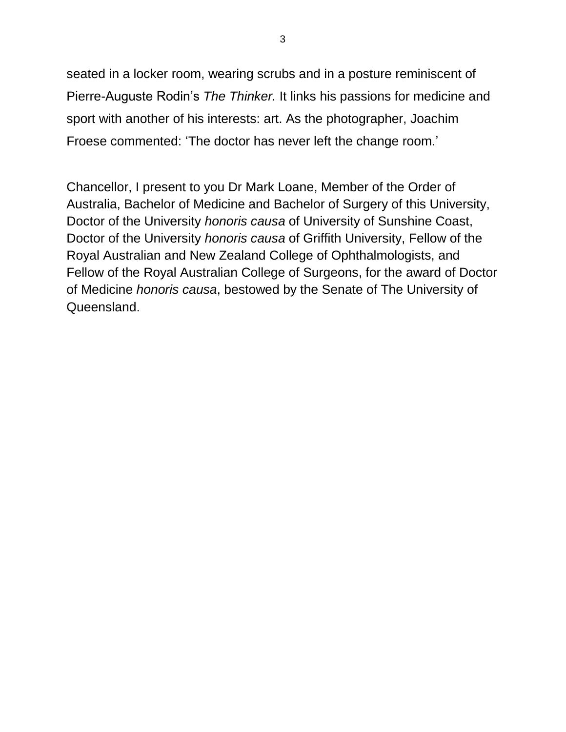seated in a locker room, wearing scrubs and in a posture reminiscent of Pierre-Auguste Rodin's *The Thinker.* It links his passions for medicine and sport with another of his interests: art. As the photographer, Joachim Froese commented: 'The doctor has never left the change room.'

Chancellor, I present to you Dr Mark Loane, Member of the Order of Australia, Bachelor of Medicine and Bachelor of Surgery of this University, Doctor of the University *honoris causa* of University of Sunshine Coast, Doctor of the University *honoris causa* of Griffith University, Fellow of the Royal Australian and New Zealand College of Ophthalmologists, and Fellow of the Royal Australian College of Surgeons, for the award of Doctor of Medicine *honoris causa*, bestowed by the Senate of The University of Queensland.